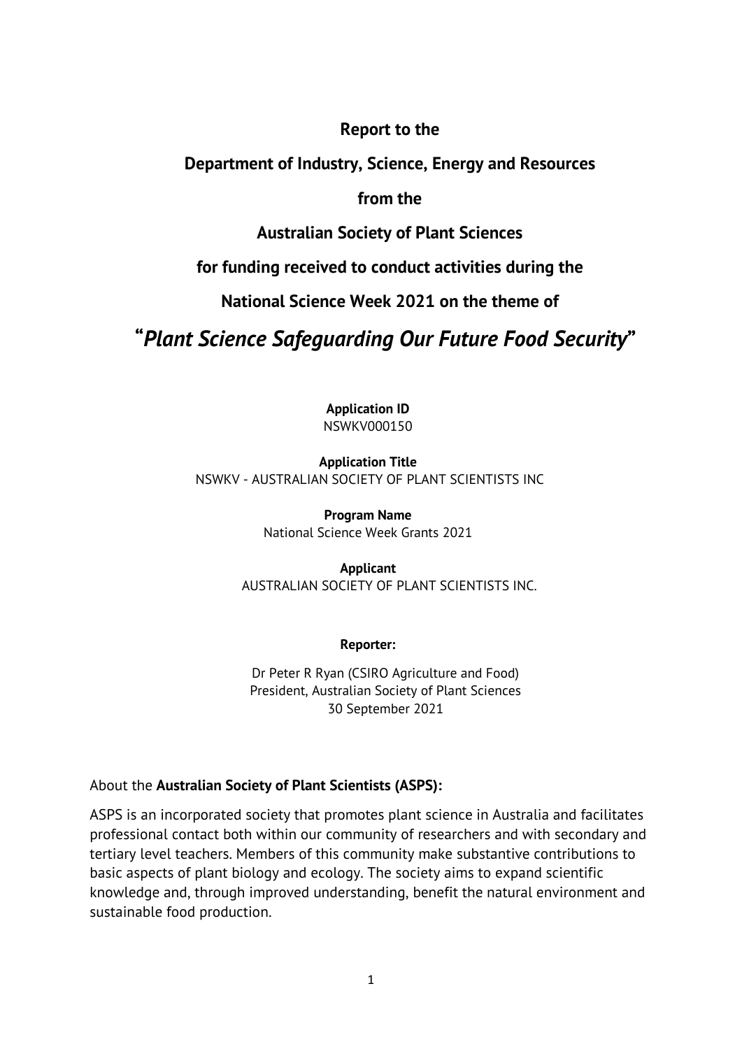**Report to the**

**Department of Industry, Science, Energy and Resources**

**from the**

**Australian Society of Plant Sciences**

**for funding received to conduct activities during the**

**National Science Week 2021 on the theme of**

# "*Plant Science Safeguarding Our Future Food Security*"

**Application ID**
NSWKV000150

**Application Title**
NSWKV - AUSTRALIAN SOCIETY OF PLANT SCIENTISTS INC

**Program Name**
National Science Week Grants 2021

**Applicant**
AUSTRALIAN SOCIETY OF PLANT SCIENTISTS INC.

**Reporter:**

Dr Peter R Ryan (CSIRO Agriculture and Food)
President, Australian Society of Plant Sciences
30 September 2021

About the **Australian Society of Plant Scientists (ASPS):**

ASPS is an incorporated society that promotes plant science in Australia and facilitates professional contact both within our community of researchers and with secondary and tertiary level teachers. Members of this community make substantive contributions to basic aspects of plant biology and ecology. The society aims to expand scientific knowledge and, through improved understanding, benefit the natural environment and sustainable food production.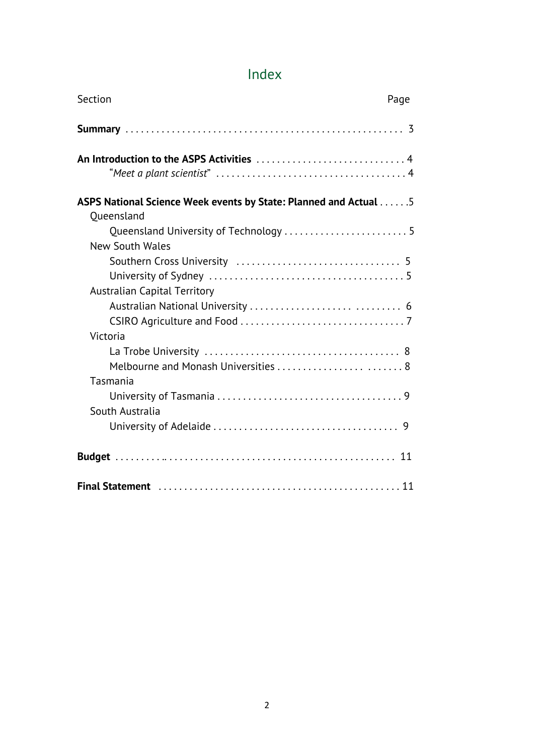# Index

| Section | Page |
|---|---|
| **Summary** | 3 |
| **An Introduction to the ASPS Activities** | 4 |
| &nbsp;&nbsp;&nbsp;&nbsp;"*Meet a plant scientist*" | 4 |
| **ASPS National Science Week events by State: Planned and Actual** | 5 |
| &nbsp;&nbsp;Queensland | |
| &nbsp;&nbsp;&nbsp;&nbsp;Queensland University of Technology | 5 |
| &nbsp;&nbsp;New South Wales | |
| &nbsp;&nbsp;&nbsp;&nbsp;Southern Cross University | 5 |
| &nbsp;&nbsp;&nbsp;&nbsp;University of Sydney | 5 |
| &nbsp;&nbsp;Australian Capital Territory | |
| &nbsp;&nbsp;&nbsp;&nbsp;Australian National University | 6 |
| &nbsp;&nbsp;&nbsp;&nbsp;CSIRO Agriculture and Food | 7 |
| &nbsp;&nbsp;Victoria | |
| &nbsp;&nbsp;&nbsp;&nbsp;La Trobe University | 8 |
| &nbsp;&nbsp;&nbsp;&nbsp;Melbourne and Monash Universities | 8 |
| &nbsp;&nbsp;Tasmania | |
| &nbsp;&nbsp;&nbsp;&nbsp;University of Tasmania | 9 |
| &nbsp;&nbsp;South Australia | |
| &nbsp;&nbsp;&nbsp;&nbsp;University of Adelaide | 9 |
| **Budget** | 11 |
| **Final Statement** | 11 |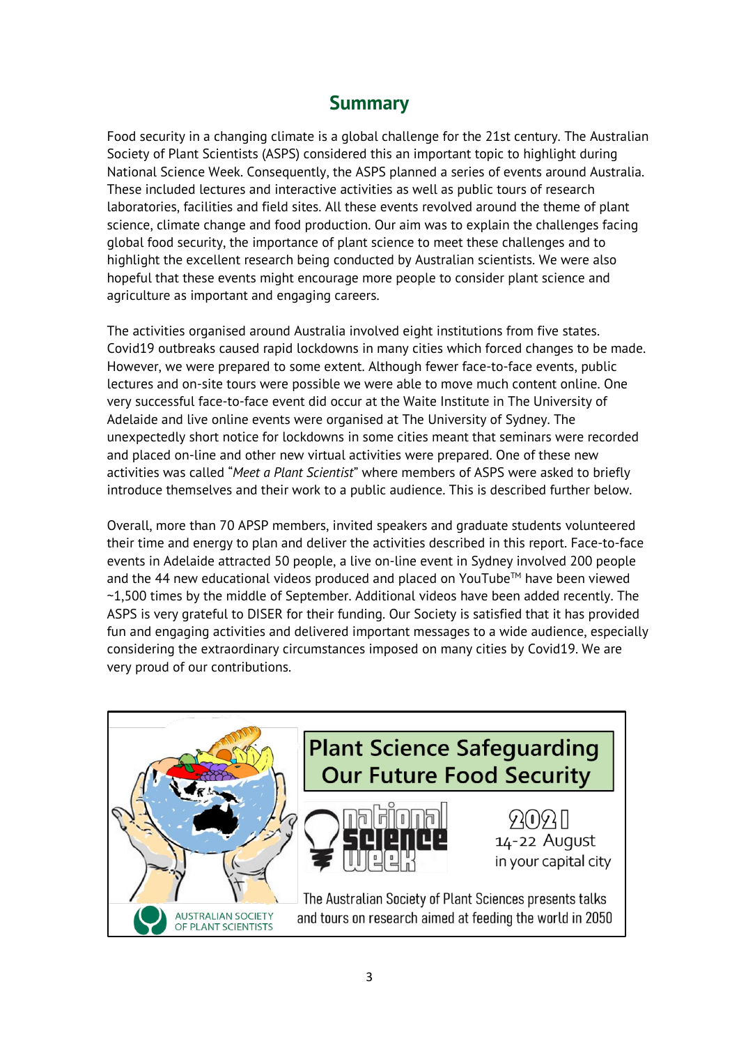## Summary

Food security in a changing climate is a global challenge for the 21st century. The Australian Society of Plant Scientists (ASPS) considered this an important topic to highlight during National Science Week. Consequently, the ASPS planned a series of events around Australia. These included lectures and interactive activities as well as public tours of research laboratories, facilities and field sites. All these events revolved around the theme of plant science, climate change and food production. Our aim was to explain the challenges facing global food security, the importance of plant science to meet these challenges and to highlight the excellent research being conducted by Australian scientists. We were also hopeful that these events might encourage more people to consider plant science and agriculture as important and engaging careers.

The activities organised around Australia involved eight institutions from five states. Covid19 outbreaks caused rapid lockdowns in many cities which forced changes to be made. However, we were prepared to some extent. Although fewer face-to-face events, public lectures and on-site tours were possible we were able to move much content online. One very successful face-to-face event did occur at the Waite Institute in The University of Adelaide and live online events were organised at The University of Sydney. The unexpectedly short notice for lockdowns in some cities meant that seminars were recorded and placed on-line and other new virtual activities were prepared. One of these new activities was called "*Meet a Plant Scientist*" where members of ASPS were asked to briefly introduce themselves and their work to a public audience. This is described further below.

Overall, more than 70 APSP members, invited speakers and graduate students volunteered their time and energy to plan and deliver the activities described in this report. Face-to-face events in Adelaide attracted 50 people, a live on-line event in Sydney involved 200 people and the 44 new educational videos produced and placed on YouTube™ have been viewed ~1,500 times by the middle of September. Additional videos have been added recently. The ASPS is very grateful to DISER for their funding. Our Society is satisfied that it has provided fun and engaging activities and delivered important messages to a wide audience, especially considering the extraordinary circumstances imposed on many cities by Covid19. We are very proud of our contributions.

**Plant Science Safeguarding Our Future Food Security**

National Science Week 2021

14-22 August in your capital city

The Australian Society of Plant Sciences presents talks and tours on research aimed at feeding the world in 2050

AUSTRALIAN SOCIETY OF PLANT SCIENTISTS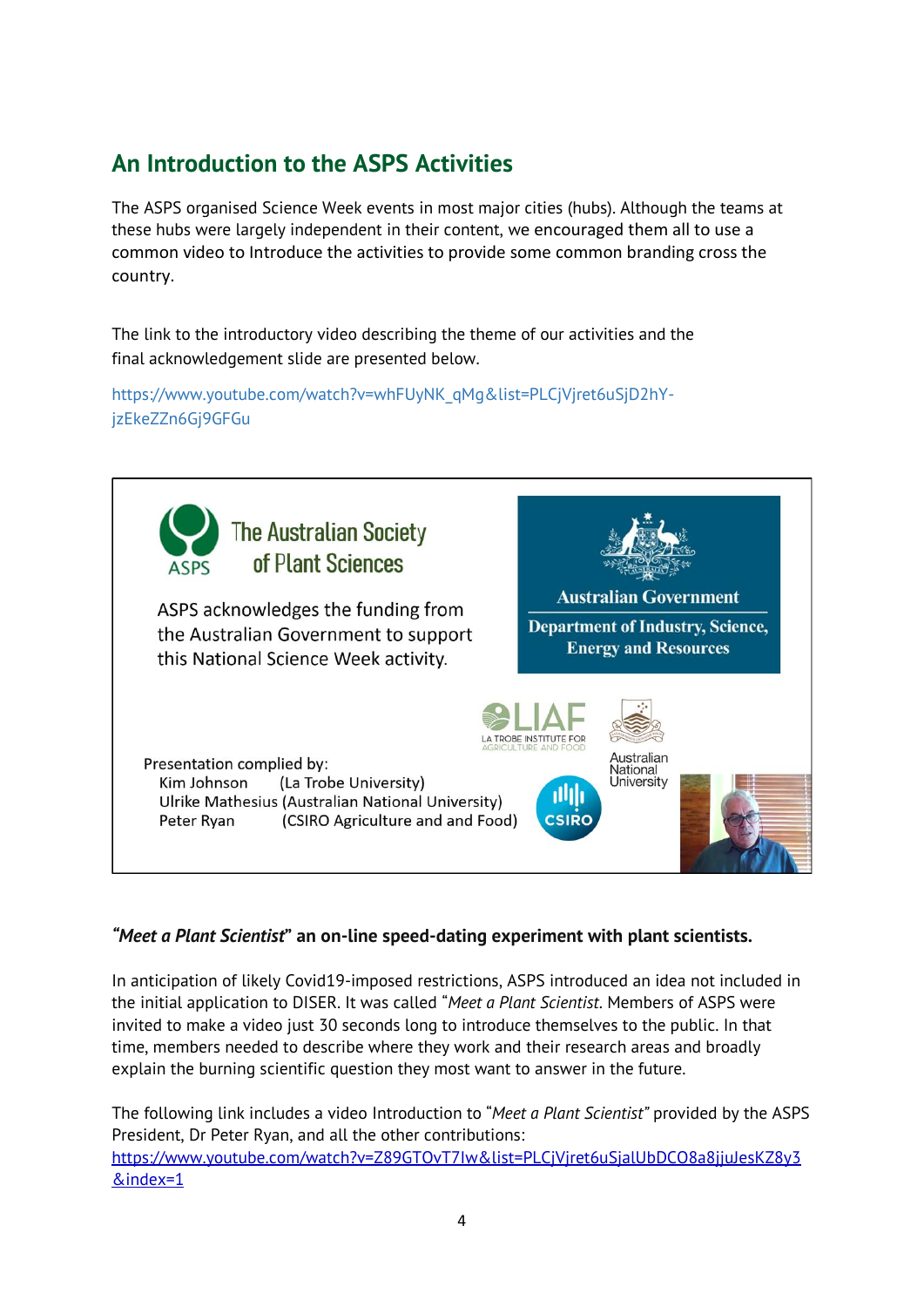## An Introduction to the ASPS Activities

The ASPS organised Science Week events in most major cities (hubs). Although the teams at these hubs were largely independent in their content, we encouraged them all to use a common video to Introduce the activities to provide some common branding cross the country.

The link to the introductory video describing the theme of our activities and the final acknowledgement slide are presented below.

https://www.youtube.com/watch?v=whFUyNK_qMg&list=PLCjVjret6uSjD2hY-jzEkeZZn6Gj9GFGu

The Australian Society of Plant Sciences

ASPS acknowledges the funding from the Australian Government to support this National Science Week activity.

Australian Government
Department of Industry, Science, Energy and Resources

Presentation complied by:
Kim Johnson (La Trobe University)
Ulrike Mathesius (Australian National University)
Peter Ryan (CSIRO Agriculture and and Food)

**"*Meet a Plant Scientist*" an on-line speed-dating experiment with plant scientists.**

In anticipation of likely Covid19-imposed restrictions, ASPS introduced an idea not included in the initial application to DISER. It was called "*Meet a Plant Scientist*. Members of ASPS were invited to make a video just 30 seconds long to introduce themselves to the public. In that time, members needed to describe where they work and their research areas and broadly explain the burning scientific question they most want to answer in the future.

The following link includes a video Introduction to "*Meet a Plant Scientist"* provided by the ASPS President, Dr Peter Ryan, and all the other contributions:
https://www.youtube.com/watch?v=Z89GTOvT7Iw&list=PLCjVjret6uSjalUbDCO8a8jjuJesKZ8y3&index=1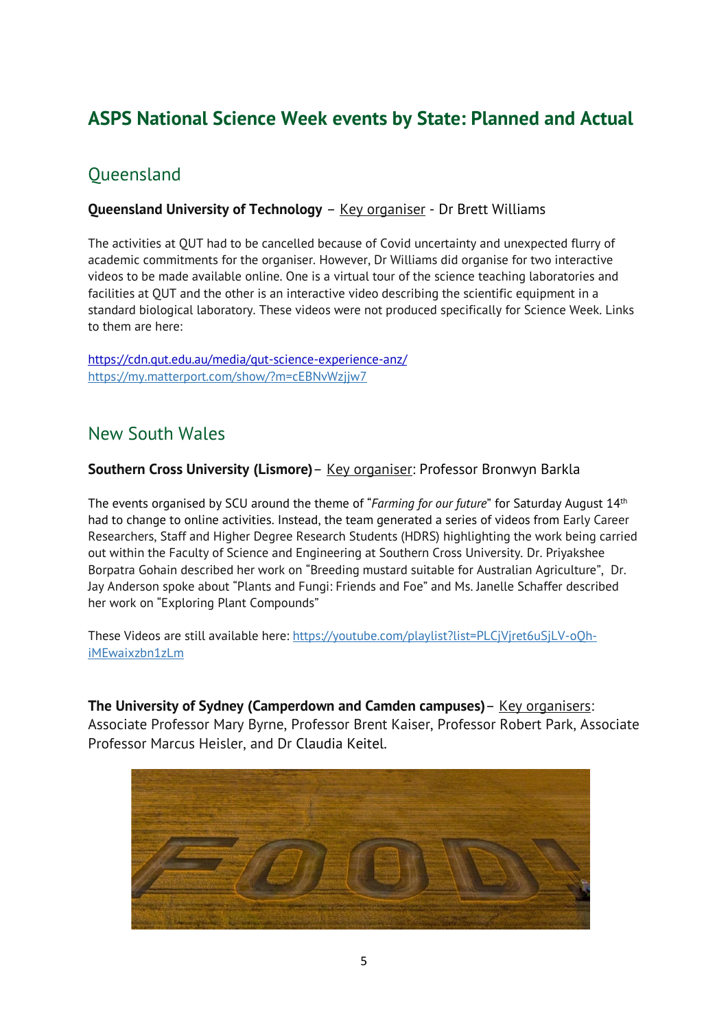# ASPS National Science Week events by State: Planned and Actual

## Queensland

**Queensland University of Technology** – Key organiser - Dr Brett Williams

The activities at QUT had to be cancelled because of Covid uncertainty and unexpected flurry of academic commitments for the organiser. However, Dr Williams did organise for two interactive videos to be made available online. One is a virtual tour of the science teaching laboratories and facilities at QUT and the other is an interactive video describing the scientific equipment in a standard biological laboratory. These videos were not produced specifically for Science Week. Links to them are here:

https://cdn.qut.edu.au/media/qut-science-experience-anz/
https://my.matterport.com/show/?m=cEBNvWzjjw7

## New South Wales

**Southern Cross University (Lismore)** – Key organiser: Professor Bronwyn Barkla

The events organised by SCU around the theme of "*Farming for our future*" for Saturday August 14th had to change to online activities. Instead, the team generated a series of videos from Early Career Researchers, Staff and Higher Degree Research Students (HDRS) highlighting the work being carried out within the Faculty of Science and Engineering at Southern Cross University. Dr. Priyakshee Borpatra Gohain described her work on "Breeding mustard suitable for Australian Agriculture", Dr. Jay Anderson spoke about "Plants and Fungi: Friends and Foe" and Ms. Janelle Schaffer described her work on "Exploring Plant Compounds"

These Videos are still available here: https://youtube.com/playlist?list=PLCjVjret6uSjLV-oQh-iMEwaixzbn1zLm

**The University of Sydney (Camperdown and Camden campuses)** – Key organisers: Associate Professor Mary Byrne, Professor Brent Kaiser, Professor Robert Park, Associate Professor Marcus Heisler, and Dr Claudia Keitel.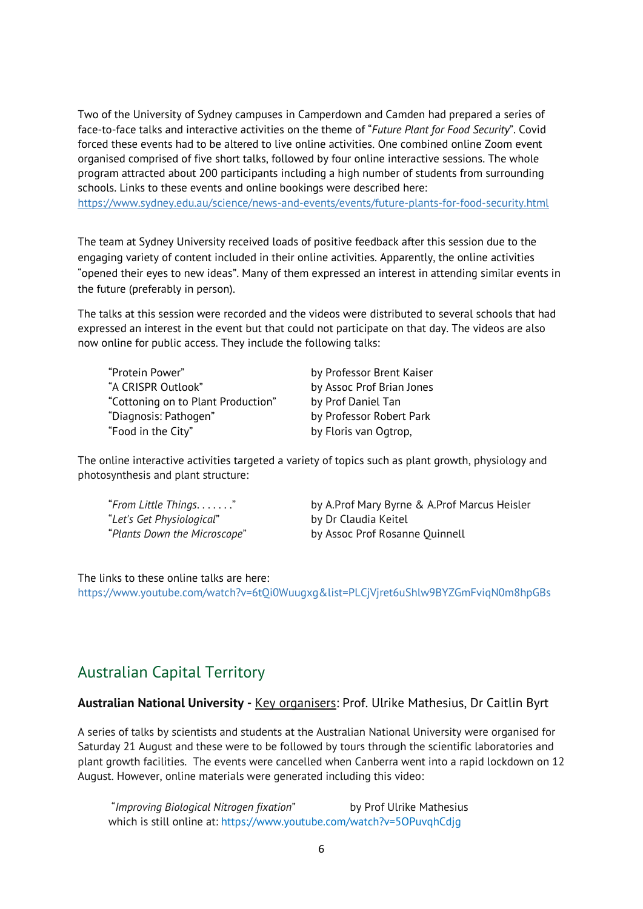Two of the University of Sydney campuses in Camperdown and Camden had prepared a series of face-to-face talks and interactive activities on the theme of "*Future Plant for Food Security*". Covid forced these events had to be altered to live online activities. One combined online Zoom event organised comprised of five short talks, followed by four online interactive sessions. The whole program attracted about 200 participants including a high number of students from surrounding schools. Links to these events and online bookings were described here: https://www.sydney.edu.au/science/news-and-events/events/future-plants-for-food-security.html

The team at Sydney University received loads of positive feedback after this session due to the engaging variety of content included in their online activities. Apparently, the online activities "opened their eyes to new ideas". Many of them expressed an interest in attending similar events in the future (preferably in person).

The talks at this session were recorded and the videos were distributed to several schools that had expressed an interest in the event but that could not participate on that day. The videos are also now online for public access. They include the following talks:

| | |
|---|---|
| "Protein Power" | by Professor Brent Kaiser |
| "A CRISPR Outlook" | by Assoc Prof Brian Jones |
| "Cottoning on to Plant Production" | by Prof Daniel Tan |
| "Diagnosis: Pathogen" | by Professor Robert Park |
| "Food in the City" | by Floris van Ogtrop, |

The online interactive activities targeted a variety of topics such as plant growth, physiology and photosynthesis and plant structure:

| | |
|---|---|
| "*From Little Things. . . . . .*" | by A.Prof Mary Byrne & A.Prof Marcus Heisler |
| "*Let's Get Physiological*" | by Dr Claudia Keitel |
| "*Plants Down the Microscope*" | by Assoc Prof Rosanne Quinnell |

The links to these online talks are here:
https://www.youtube.com/watch?v=6tQi0Wuugxg&list=PLCjVjret6uShlw9BYZGmFviqN0m8hpGBs

## Australian Capital Territory

**Australian National University -** Key organisers: Prof. Ulrike Mathesius, Dr Caitlin Byrt

A series of talks by scientists and students at the Australian National University were organised for Saturday 21 August and these were to be followed by tours through the scientific laboratories and plant growth facilities. The events were cancelled when Canberra went into a rapid lockdown on 12 August. However, online materials were generated including this video:

"*Improving Biological Nitrogen fixation*" by Prof Ulrike Mathesius
which is still online at: https://www.youtube.com/watch?v=5OPuvqhCdjg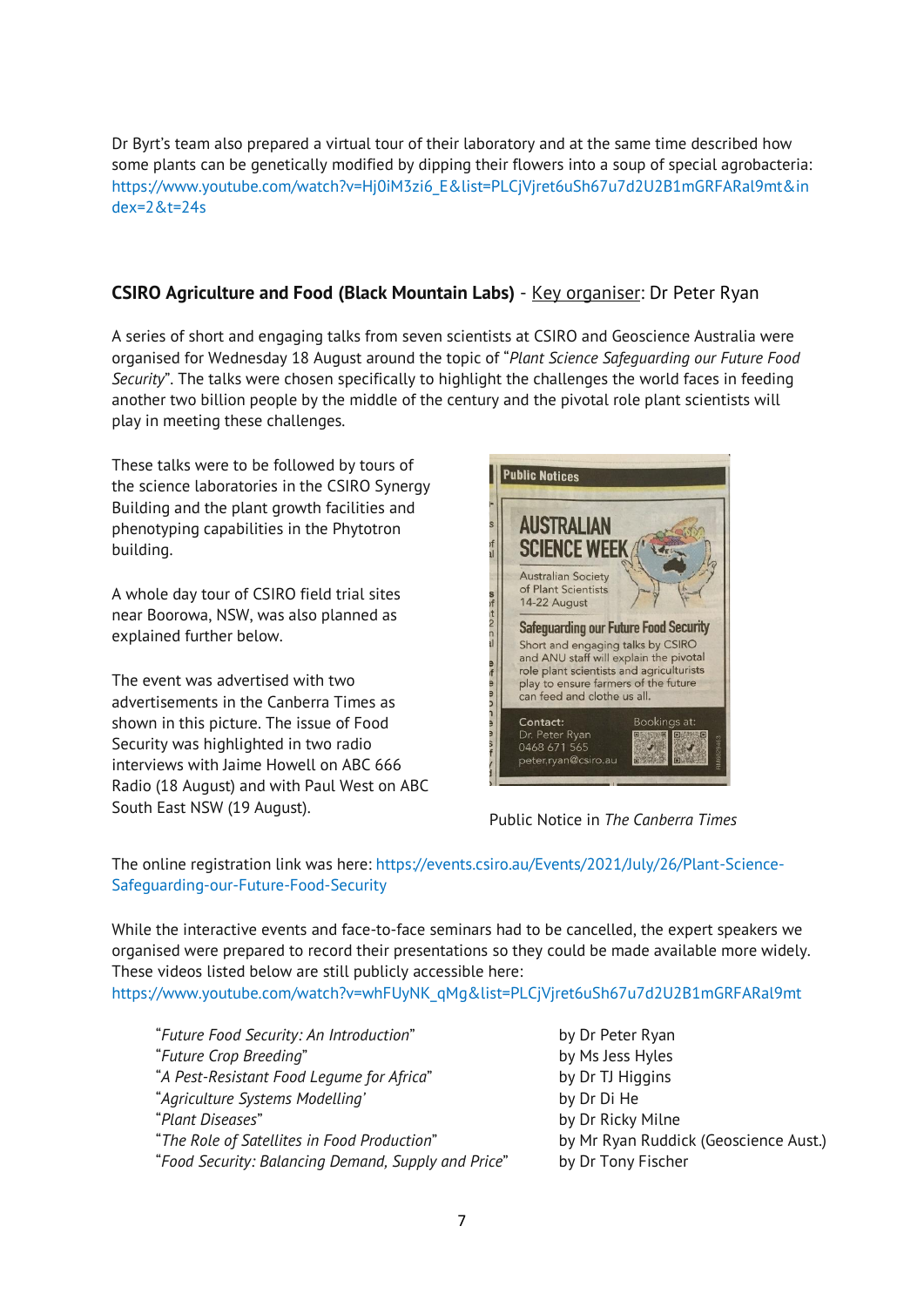Dr Byrt's team also prepared a virtual tour of their laboratory and at the same time described how some plants can be genetically modified by dipping their flowers into a soup of special agrobacteria: https://www.youtube.com/watch?v=Hj0iM3zi6_E&list=PLCjVjret6uSh67u7d2U2B1mGRFARal9mt&index=2&t=24s

**CSIRO Agriculture and Food (Black Mountain Labs)** - Key organiser: Dr Peter Ryan

A series of short and engaging talks from seven scientists at CSIRO and Geoscience Australia were organised for Wednesday 18 August around the topic of "*Plant Science Safeguarding our Future Food Security*". The talks were chosen specifically to highlight the challenges the world faces in feeding another two billion people by the middle of the century and the pivotal role plant scientists will play in meeting these challenges.

These talks were to be followed by tours of the science laboratories in the CSIRO Synergy Building and the plant growth facilities and phenotyping capabilities in the Phytotron building.

A whole day tour of CSIRO field trial sites near Boorowa, NSW, was also planned as explained further below.

The event was advertised with two advertisements in the Canberra Times as shown in this picture. The issue of Food Security was highlighted in two radio interviews with Jaime Howell on ABC 666 Radio (18 August) and with Paul West on ABC South East NSW (19 August).

Public Notices

AUSTRALIAN SCIENCE WEEK

Australian Society of Plant Scientists 14-22 August

Safeguarding our Future Food Security

Short and engaging talks by CSIRO and ANU staff will explain the pivotal role plant scientists and agriculturists play to ensure farmers of the future can feed and clothe us all.

Contact: Dr. Peter Ryan 0468 671 565 peter.ryan@csiro.au

Bookings at:

Public Notice in *The Canberra Times*

The online registration link was here: https://events.csiro.au/Events/2021/July/26/Plant-Science-Safeguarding-our-Future-Food-Security

While the interactive events and face-to-face seminars had to be cancelled, the expert speakers we organised were prepared to record their presentations so they could be made available more widely. These videos listed below are still publicly accessible here: https://www.youtube.com/watch?v=whFUyNK_qMg&list=PLCjVjret6uSh67u7d2U2B1mGRFARal9mt

| | |
|---|---|
| "*Future Food Security: An Introduction*" | by Dr Peter Ryan |
| "*Future Crop Breeding*" | by Ms Jess Hyles |
| "*A Pest-Resistant Food Legume for Africa*" | by Dr TJ Higgins |
| "*Agriculture Systems Modelling'* | by Dr Di He |
| "*Plant Diseases*" | by Dr Ricky Milne |
| "*The Role of Satellites in Food Production*" | by Mr Ryan Ruddick (Geoscience Aust.) |
| "*Food Security: Balancing Demand, Supply and Price*" | by Dr Tony Fischer |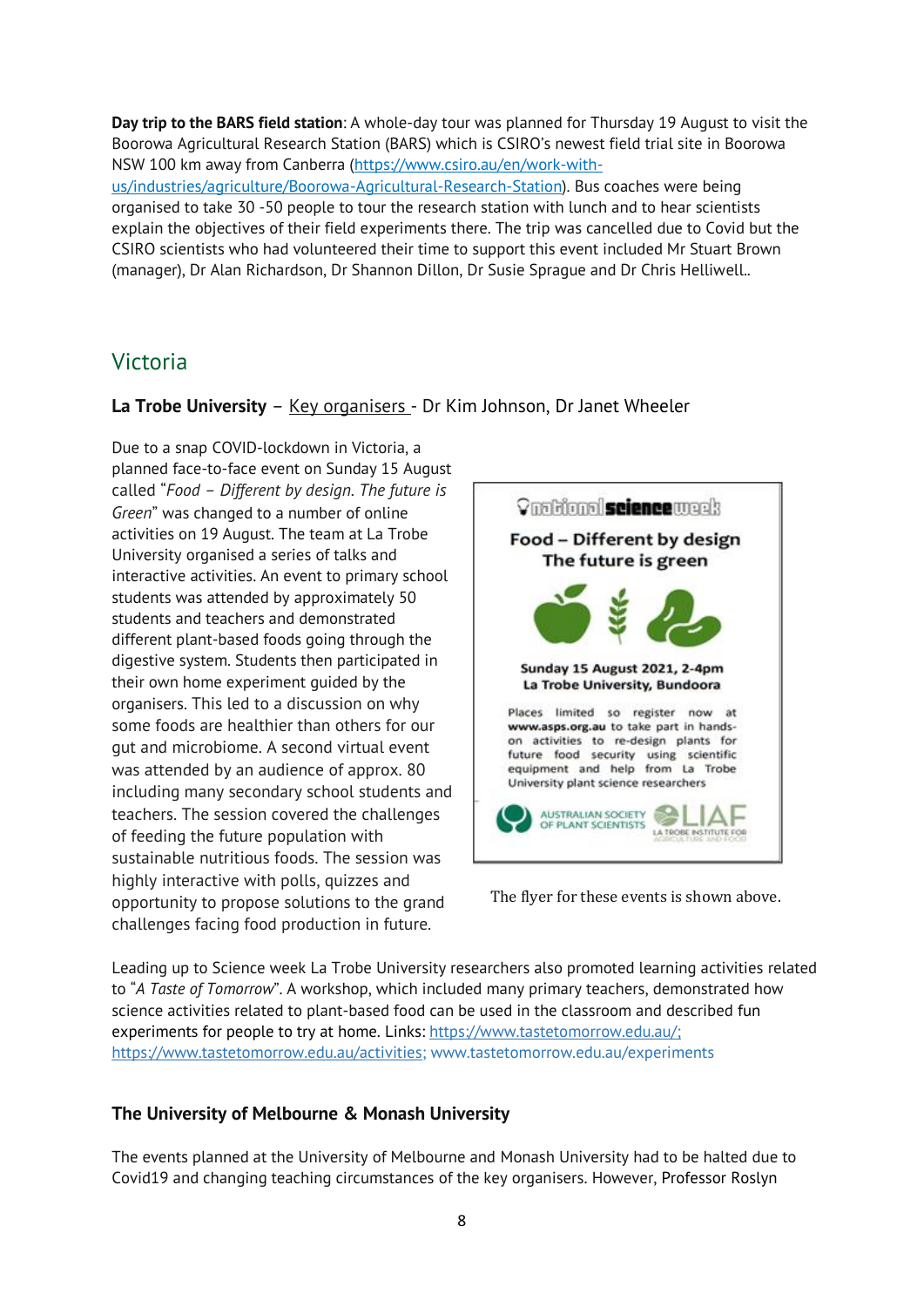**Day trip to the BARS field station**: A whole-day tour was planned for Thursday 19 August to visit the Boorowa Agricultural Research Station (BARS) which is CSIRO's newest field trial site in Boorowa NSW 100 km away from Canberra (https://www.csiro.au/en/work-with-us/industries/agriculture/Boorowa-Agricultural-Research-Station). Bus coaches were being organised to take 30 -50 people to tour the research station with lunch and to hear scientists explain the objectives of their field experiments there. The trip was cancelled due to Covid but the CSIRO scientists who had volunteered their time to support this event included Mr Stuart Brown (manager), Dr Alan Richardson, Dr Shannon Dillon, Dr Susie Sprague and Dr Chris Helliwell..

## Victoria

**La Trobe University** – Key organisers - Dr Kim Johnson, Dr Janet Wheeler

Due to a snap COVID-lockdown in Victoria, a planned face-to-face event on Sunday 15 August called "*Food – Different by design. The future is Green*" was changed to a number of online activities on 19 August. The team at La Trobe University organised a series of talks and interactive activities. An event to primary school students was attended by approximately 50 students and teachers and demonstrated different plant-based foods going through the digestive system. Students then participated in their own home experiment guided by the organisers. This led to a discussion on why some foods are healthier than others for our gut and microbiome. A second virtual event was attended by an audience of approx. 80 including many secondary school students and teachers. The session covered the challenges of feeding the future population with sustainable nutritious foods. The session was highly interactive with polls, quizzes and opportunity to propose solutions to the grand challenges facing food production in future.

national science week

**Food – Different by design**
**The future is green**

**Sunday 15 August 2021, 2-4pm**
**La Trobe University, Bundoora**

Places limited so register now at **www.asps.org.au** to take part in hands-on activities to re-design plants for future food security using scientific equipment and help from La Trobe University plant science researchers

AUSTRALIAN SOCIETY OF PLANT SCIENTISTS | LIAF LA TROBE INSTITUTE FOR AGRICULTURE AND FOOD

The flyer for these events is shown above.

Leading up to Science week La Trobe University researchers also promoted learning activities related to "*A Taste of Tomorrow*". A workshop, which included many primary teachers, demonstrated how science activities related to plant-based food can be used in the classroom and described fun experiments for people to try at home. Links: https://www.tastetomorrow.edu.au/; https://www.tastetomorrow.edu.au/activities; www.tastetomorrow.edu.au/experiments

**The University of Melbourne & Monash University**

The events planned at the University of Melbourne and Monash University had to be halted due to Covid19 and changing teaching circumstances of the key organisers. However, Professor Roslyn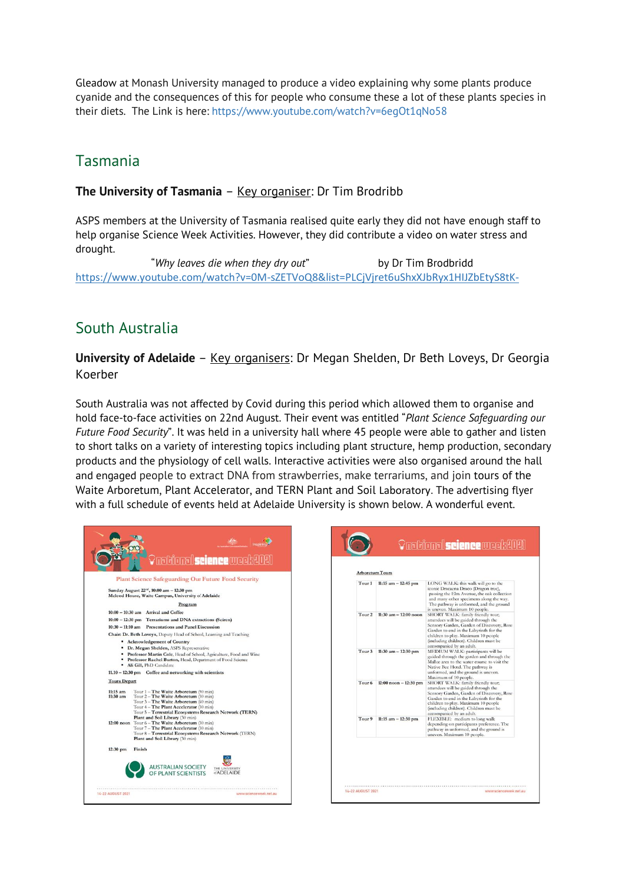Gleadow at Monash University managed to produce a video explaining why some plants produce cyanide and the consequences of this for people who consume these a lot of these plants species in their diets. The Link is here: https://www.youtube.com/watch?v=6egOt1qNo58

## Tasmania

**The University of Tasmania** – Key organiser: Dr Tim Brodribb

ASPS members at the University of Tasmania realised quite early they did not have enough staff to help organise Science Week Activities. However, they did contribute a video on water stress and drought.

"*Why leaves die when they dry out*" by Dr Tim Brodbridd
https://www.youtube.com/watch?v=0M-sZETVoQ8&list=PLCjVjret6uShxXJbRyx1HIJZbEtyS8tK-

## South Australia

**University of Adelaide** – Key organisers: Dr Megan Shelden, Dr Beth Loveys, Dr Georgia Koerber

South Australia was not affected by Covid during this period which allowed them to organise and hold face-to-face activities on 22nd August. Their event was entitled "*Plant Science Safeguarding our Future Food Security*". It was held in a university hall where 45 people were able to gather and listen to short talks on a variety of interesting topics including plant structure, hemp production, secondary products and the physiology of cell walls. Interactive activities were also organised around the hall and engaged people to extract DNA from strawberries, make terrariums, and join tours of the Waite Arboretum, Plant Accelerator, and TERN Plant and Soil Laboratory. The advertising flyer with a full schedule of events held at Adelaide University is shown below. A wonderful event.

national science week 2021

Plant Science Safeguarding Our Future Food Security

Sunday August 22nd, 10:00 am – 12:30 pm
Mcleod House, Waite Campus, University of Adelaide

Program

10:00 – 10:30 am Arrival and Coffee
10:00 – 12:30 pm Terrariums and DNA extractions (Scirca)
10:30 – 11:10 am Presentations and Panel Discussion
Chair: Dr. Beth Loveys, Deputy Head of School, Learning and Teaching
- Acknowledgement of Country
- Dr. Megan Shelden, ASPS Representative
- Professor Martin Cole, Head of School, Agriculture, Food and Wine
- Professor Rachel Burton, Head, Department of Food Science
- Ali Gill, PhD Candidate

11.10 – 12:30 pm Coffee and networking with scientists

Tours Depart

11:15 am Tour 1 – The Waite Arboretum (90 min)
11:30 am Tour 2 – The Waite Arboretum (30 min)
Tour 3 – The Waite Arboretum (60 min)
Tour 4 – The Plant Accelerator (30 min)
Tour 5 – Terrestrial Ecosystems Research Network (TERN) Plant and Soil Library (30 min)
12:00 noon Tour 6 – The Waite Arboretum (30 min)
Tour 7 – The Plant Accelerator (30 min)
Tour 8 – Terrestrial Ecosystems Research Network (TERN) Plant and Soil Library (30 min)

12:30 pm Finish

AUSTRALIAN SOCIETY OF PLANT SCIENTISTS — THE UNIVERSITY of ADELAIDE

national science week 2021

Arboretum Tours

| Tour | Time | Description |
|---|---|---|
| Tour 1 | 11:15 am – 12:45 pm | LONG WALK: this walk will go to the iconic Dracaena Draco (Dragon tree), passing the Elm Avenue, the oak collection and many other specimens along the way. The pathway is unformed, and the ground is uneven. Maximum 10 people. |
| Tour 2 | 11:30 am – 12:00 noon | SHORT WALK: family friendly tour, attendees will be guided through the Sensory Garden, Garden of Discovery, Rose Garden to end in the Labyrinth for the children to play. Maximum 10 people (including children). Children must be accompanied by an adult. |
| Tour 3 | 11:30 am – 12:30 pm | MEDIUM WALK: participants will be guided through the garden and through the Mallee area to the water course to visit the Native Bee Hotel. The pathway is unformed, and the ground is uneven. Maximum of 10 people. |
| Tour 6 | 12:00 noon – 12:30 pm | SHORT WALK: family friendly tour, attendees will be guided through the Sensory Garden, Garden of Discovery, Rose Garden to end in the Labyrinth for the children to play. Maximum 10 people (including children). Children must be accompanied by an adult. |
| Tour 9 | 11:15 am – 12:30 pm | FLEXIBLE: medium to long walk depending on participants preference. The pathway is unformed, and the ground is uneven. Maximum 10 people. |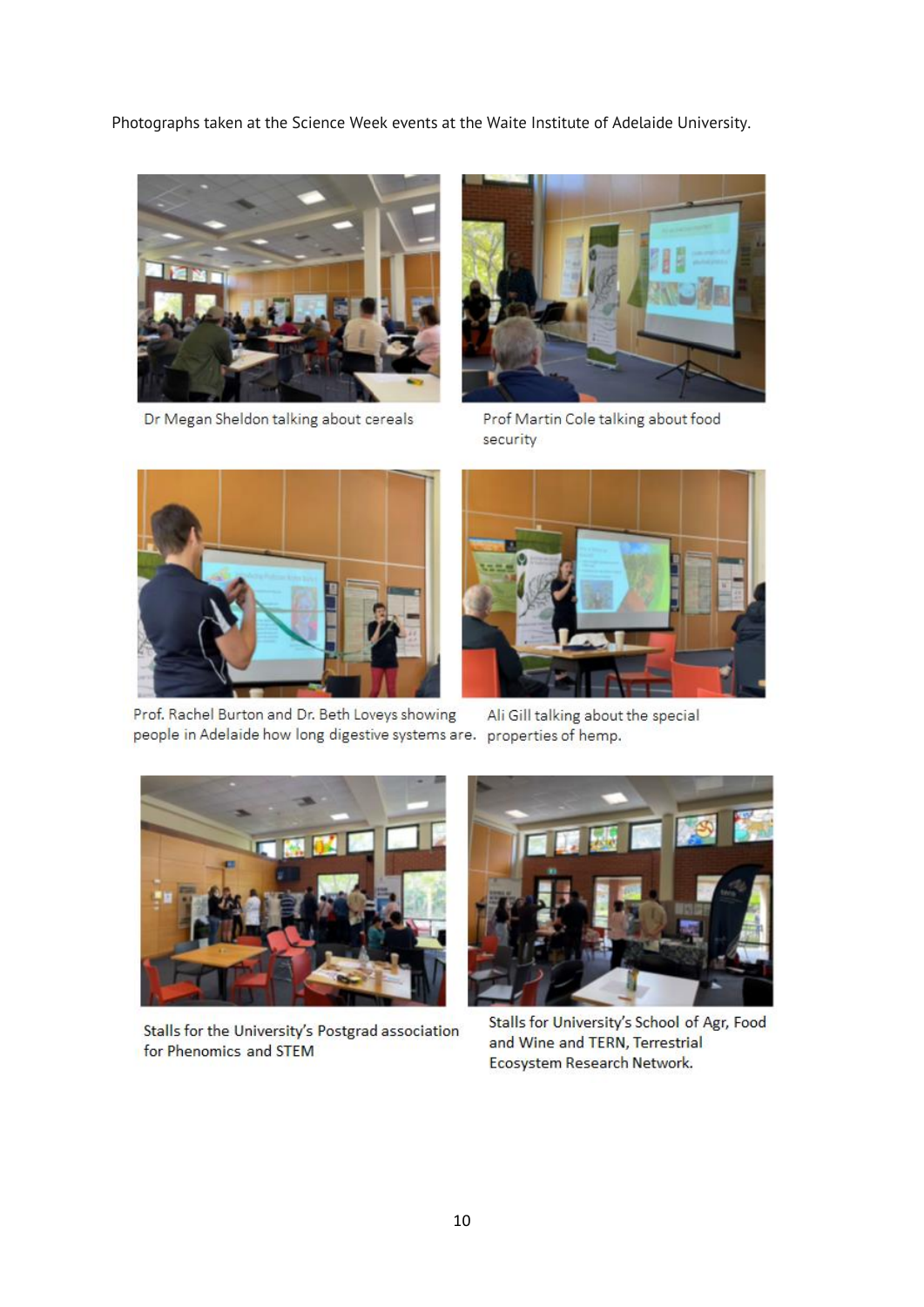Photographs taken at the Science Week events at the Waite Institute of Adelaide University.

Dr Megan Sheldon talking about cereals

Prof Martin Cole talking about food security

Prof. Rachel Burton and Dr. Beth Loveys showing people in Adelaide how long digestive systems are.

Ali Gill talking about the special properties of hemp.

Stalls for the University's Postgrad association for Phenomics and STEM

Stalls for University's School of Agr, Food and Wine and TERN, Terrestrial Ecosystem Research Network.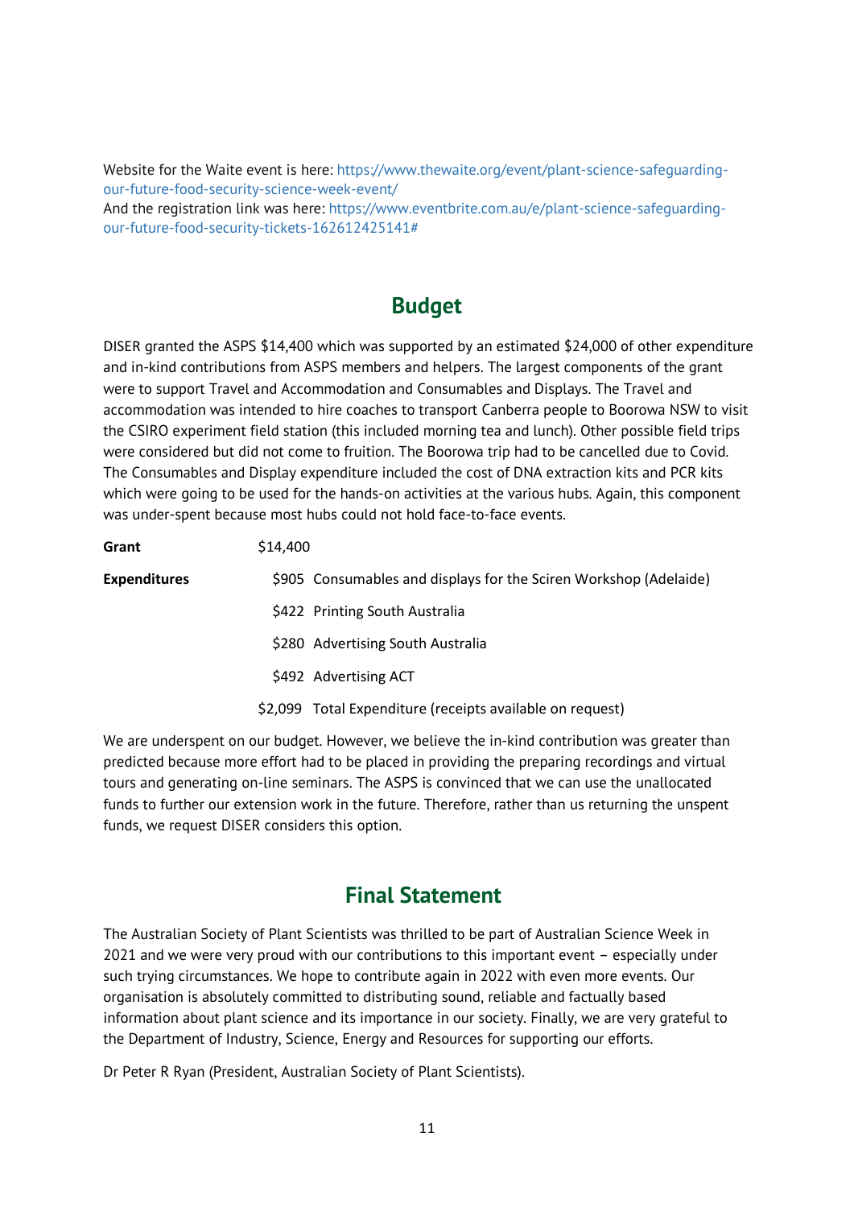Website for the Waite event is here: https://www.thewaite.org/event/plant-science-safeguarding-our-future-food-security-science-week-event/
And the registration link was here: https://www.eventbrite.com.au/e/plant-science-safeguarding-our-future-food-security-tickets-162612425141#

## Budget

DISER granted the ASPS $14,400 which was supported by an estimated $24,000 of other expenditure and in-kind contributions from ASPS members and helpers. The largest components of the grant were to support Travel and Accommodation and Consumables and Displays. The Travel and accommodation was intended to hire coaches to transport Canberra people to Boorowa NSW to visit the CSIRO experiment field station (this included morning tea and lunch). Other possible field trips were considered but did not come to fruition. The Boorowa trip had to be cancelled due to Covid. The Consumables and Display expenditure included the cost of DNA extraction kits and PCR kits which were going to be used for the hands-on activities at the various hubs. Again, this component was under-spent because most hubs could not hold face-to-face events.

| | | |
|---|---|---|
| **Grant** | $14,400 | |
| **Expenditures** | $905 | Consumables and displays for the Sciren Workshop (Adelaide) |
| | $422 | Printing South Australia |
| | $280 | Advertising South Australia |
| | $492 | Advertising ACT |
| | $2,099 | Total Expenditure (receipts available on request) |

We are underspent on our budget. However, we believe the in-kind contribution was greater than predicted because more effort had to be placed in providing the preparing recordings and virtual tours and generating on-line seminars. The ASPS is convinced that we can use the unallocated funds to further our extension work in the future. Therefore, rather than us returning the unspent funds, we request DISER considers this option.

## Final Statement

The Australian Society of Plant Scientists was thrilled to be part of Australian Science Week in 2021 and we were very proud with our contributions to this important event – especially under such trying circumstances. We hope to contribute again in 2022 with even more events. Our organisation is absolutely committed to distributing sound, reliable and factually based information about plant science and its importance in our society. Finally, we are very grateful to the Department of Industry, Science, Energy and Resources for supporting our efforts.

Dr Peter R Ryan (President, Australian Society of Plant Scientists).